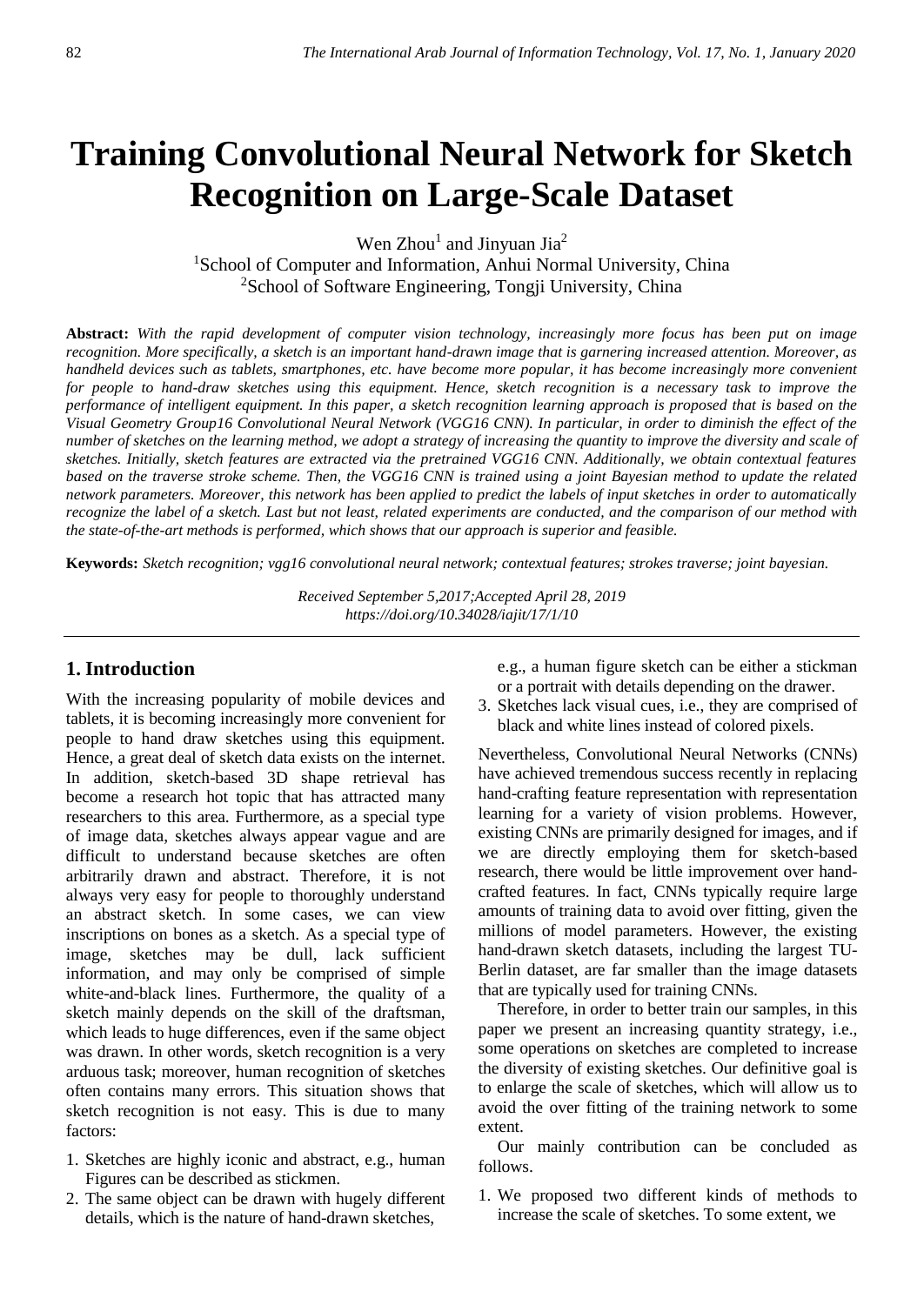# Training Convolutional Neural Network for Sketch Recognition on Large-Scale Dataset

Wen Zhou[1] and Jinyuan Jia[2]

[1]School of Computer and Information, Anhui Normal University, China
[2]School of Software Engineering, Tongji University, China

**Abstract:** *With the rapid development of computer vision technology, increasingly more focus has been put on image recognition. More specifically, a sketch is an important hand-drawn image that is garnering increased attention. Moreover, as handheld devices such as tablets, smartphones, etc. have become more popular, it has become increasingly more convenient for people to hand-draw sketches using this equipment. Hence, sketch recognition is a necessary task to improve the performance of intelligent equipment. In this paper, a sketch recognition learning approach is proposed that is based on the Visual Geometry Group16 Convolutional Neural Network (VGG16 CNN). In particular, in order to diminish the effect of the number of sketches on the learning method, we adopt a strategy of increasing the quantity to improve the diversity and scale of sketches. Initially, sketch features are extracted via the pretrained VGG16 CNN. Additionally, we obtain contextual features based on the traverse stroke scheme. Then, the VGG16 CNN is trained using a joint Bayesian method to update the related network parameters. Moreover, this network has been applied to predict the labels of input sketches in order to automatically recognize the label of a sketch. Last but not least, related experiments are conducted, and the comparison of our method with the state-of-the-art methods is performed, which shows that our approach is superior and feasible.*

**Keywords:** *Sketch recognition; vgg16 convolutional neural network; contextual features; strokes traverse; joint bayesian.*

*Received September 5,2017;Accepted April 28, 2019*
*https://doi.org/10.34028/iajit/17/1/10*

## 1. Introduction

With the increasing popularity of mobile devices and tablets, it is becoming increasingly more convenient for people to hand draw sketches using this equipment. Hence, a great deal of sketch data exists on the internet. In addition, sketch-based 3D shape retrieval has become a research hot topic that has attracted many researchers to this area. Furthermore, as a special type of image data, sketches always appear vague and are difficult to understand because sketches are often arbitrarily drawn and abstract. Therefore, it is not always very easy for people to thoroughly understand an abstract sketch. In some cases, we can view inscriptions on bones as a sketch. As a special type of image, sketches may be dull, lack sufficient information, and may only be comprised of simple white-and-black lines. Furthermore, the quality of a sketch mainly depends on the skill of the draftsman, which leads to huge differences, even if the same object was drawn. In other words, sketch recognition is a very arduous task; moreover, human recognition of sketches often contains many errors. This situation shows that sketch recognition is not easy. This is due to many factors:

1. Sketches are highly iconic and abstract, e.g., human Figures can be described as stickmen.
2. The same object can be drawn with hugely different details, which is the nature of hand-drawn sketches, e.g., a human figure sketch can be either a stickman or a portrait with details depending on the drawer.
3. Sketches lack visual cues, i.e., they are comprised of black and white lines instead of colored pixels.

Nevertheless, Convolutional Neural Networks (CNNs) have achieved tremendous success recently in replacing hand-crafting feature representation with representation learning for a variety of vision problems. However, existing CNNs are primarily designed for images, and if we are directly employing them for sketch-based research, there would be little improvement over hand-crafted features. In fact, CNNs typically require large amounts of training data to avoid over fitting, given the millions of model parameters. However, the existing hand-drawn sketch datasets, including the largest TU-Berlin dataset, are far smaller than the image datasets that are typically used for training CNNs.

Therefore, in order to better train our samples, in this paper we present an increasing quantity strategy, i.e., some operations on sketches are completed to increase the diversity of existing sketches. Our definitive goal is to enlarge the scale of sketches, which will allow us to avoid the over fitting of the training network to some extent.

Our mainly contribution can be concluded as follows.

1. We proposed two different kinds of methods to increase the scale of sketches. To some extent, we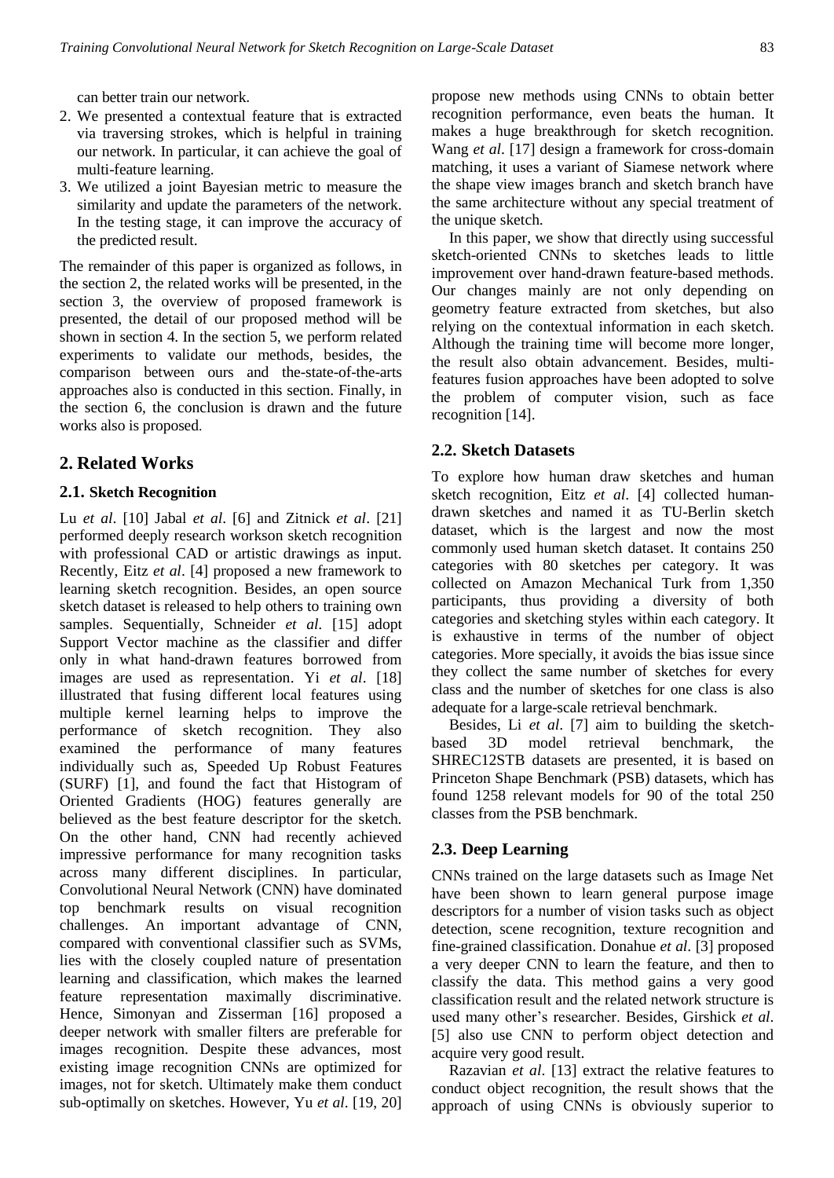can better train our network.

2. We presented a contextual feature that is extracted via traversing strokes, which is helpful in training our network. In particular, it can achieve the goal of multi-feature learning.
3. We utilized a joint Bayesian metric to measure the similarity and update the parameters of the network. In the testing stage, it can improve the accuracy of the predicted result.

The remainder of this paper is organized as follows, in the section 2, the related works will be presented, in the section 3, the overview of proposed framework is presented, the detail of our proposed method will be shown in section 4. In the section 5, we perform related experiments to validate our methods, besides, the comparison between ours and the-state-of-the-arts approaches also is conducted in this section. Finally, in the section 6, the conclusion is drawn and the future works also is proposed.

## 2. Related Works

### 2.1. Sketch Recognition

Lu *et al*. [10] Jabal *et al*. [6] and Zitnick *et al*. [21] performed deeply research workson sketch recognition with professional CAD or artistic drawings as input. Recently, Eitz *et al*. [4] proposed a new framework to learning sketch recognition. Besides, an open source sketch dataset is released to help others to training own samples. Sequentially, Schneider *et al*. [15] adopt Support Vector machine as the classifier and differ only in what hand-drawn features borrowed from images are used as representation. Yi *et al*. [18] illustrated that fusing different local features using multiple kernel learning helps to improve the performance of sketch recognition. They also examined the performance of many features individually such as, Speeded Up Robust Features (SURF) [1], and found the fact that Histogram of Oriented Gradients (HOG) features generally are believed as the best feature descriptor for the sketch. On the other hand, CNN had recently achieved impressive performance for many recognition tasks across many different disciplines. In particular, Convolutional Neural Network (CNN) have dominated top benchmark results on visual recognition challenges. An important advantage of CNN, compared with conventional classifier such as SVMs, lies with the closely coupled nature of presentation learning and classification, which makes the learned feature representation maximally discriminative. Hence, Simonyan and Zisserman [16] proposed a deeper network with smaller filters are preferable for images recognition. Despite these advances, most existing image recognition CNNs are optimized for images, not for sketch. Ultimately make them conduct sub-optimally on sketches. However, Yu *et al*. [19, 20] propose new methods using CNNs to obtain better recognition performance, even beats the human. It makes a huge breakthrough for sketch recognition. Wang *et al*. [17] design a framework for cross-domain matching, it uses a variant of Siamese network where the shape view images branch and sketch branch have the same architecture without any special treatment of the unique sketch.

In this paper, we show that directly using successful sketch-oriented CNNs to sketches leads to little improvement over hand-drawn feature-based methods. Our changes mainly are not only depending on geometry feature extracted from sketches, but also relying on the contextual information in each sketch. Although the training time will become more longer, the result also obtain advancement. Besides, multi-features fusion approaches have been adopted to solve the problem of computer vision, such as face recognition [14].

### 2.2. Sketch Datasets

To explore how human draw sketches and human sketch recognition, Eitz *et al*. [4] collected human-drawn sketches and named it as TU-Berlin sketch dataset, which is the largest and now the most commonly used human sketch dataset. It contains 250 categories with 80 sketches per category. It was collected on Amazon Mechanical Turk from 1,350 participants, thus providing a diversity of both categories and sketching styles within each category. It is exhaustive in terms of the number of object categories. More specially, it avoids the bias issue since they collect the same number of sketches for every class and the number of sketches for one class is also adequate for a large-scale retrieval benchmark.

Besides, Li *et al*. [7] aim to building the sketch-based 3D model retrieval benchmark, the SHREC12STB datasets are presented, it is based on Princeton Shape Benchmark (PSB) datasets, which has found 1258 relevant models for 90 of the total 250 classes from the PSB benchmark.

### 2.3. Deep Learning

CNNs trained on the large datasets such as Image Net have been shown to learn general purpose image descriptors for a number of vision tasks such as object detection, scene recognition, texture recognition and fine-grained classification. Donahue *et al*. [3] proposed a very deeper CNN to learn the feature, and then to classify the data. This method gains a very good classification result and the related network structure is used many other's researcher. Besides, Girshick *et al*. [5] also use CNN to perform object detection and acquire very good result.

Razavian *et al*. [13] extract the relative features to conduct object recognition, the result shows that the approach of using CNNs is obviously superior to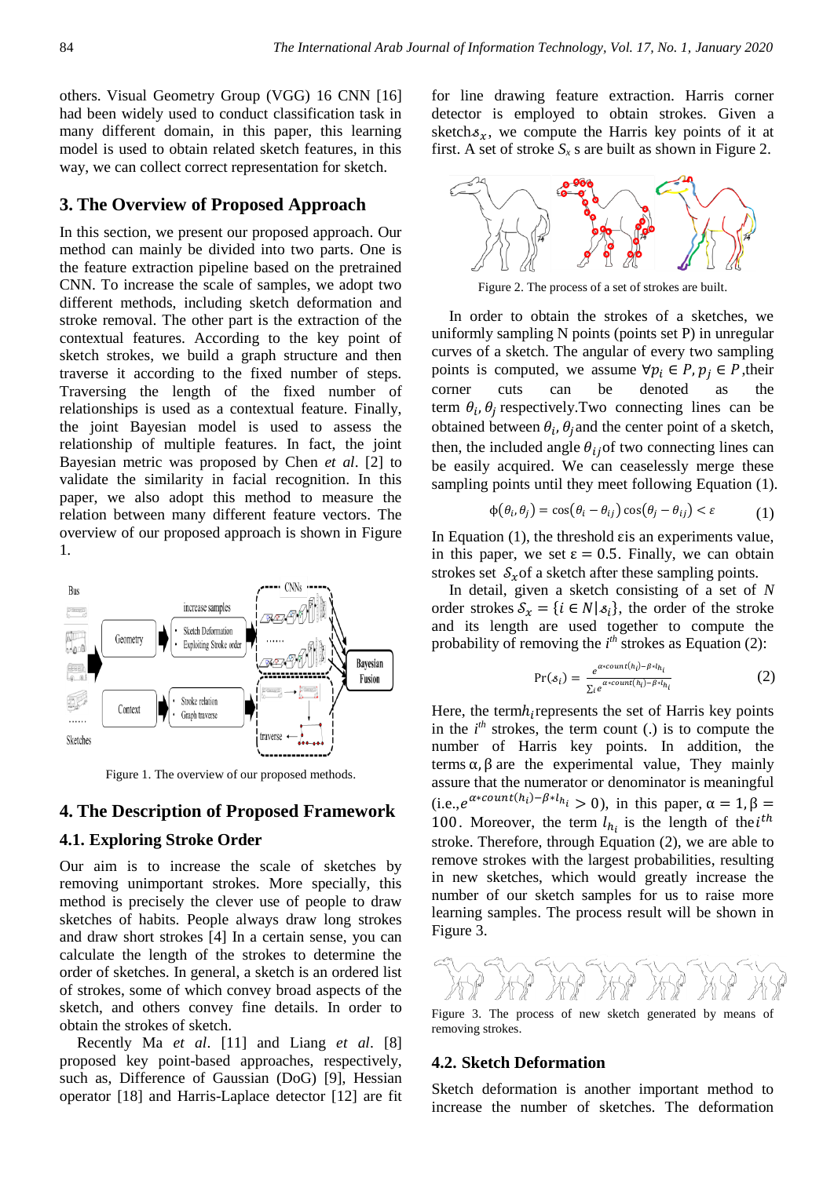others. Visual Geometry Group (VGG) 16 CNN [16] had been widely used to conduct classification task in many different domain, in this paper, this learning model is used to obtain related sketch features, in this way, we can collect correct representation for sketch.

## 3. The Overview of Proposed Approach

In this section, we present our proposed approach. Our method can mainly be divided into two parts. One is the feature extraction pipeline based on the pretrained CNN. To increase the scale of samples, we adopt two different methods, including sketch deformation and stroke removal. The other part is the extraction of the contextual features. According to the key point of sketch strokes, we build a graph structure and then traverse it according to the fixed number of steps. Traversing the length of the fixed number of relationships is used as a contextual feature. Finally, the joint Bayesian model is used to assess the relationship of multiple features. In fact, the joint Bayesian metric was proposed by Chen *et al*. [2] to validate the similarity in facial recognition. In this paper, we also adopt this method to measure the relation between many different feature vectors. The overview of our proposed approach is shown in Figure 1.

Figure 1. The overview of our proposed methods.

## 4. The Description of Proposed Framework

### 4.1. Exploring Stroke Order

Our aim is to increase the scale of sketches by removing unimportant strokes. More specially, this method is precisely the clever use of people to draw sketches of habits. People always draw long strokes and draw short strokes [4] In a certain sense, you can calculate the length of the strokes to determine the order of sketches. In general, a sketch is an ordered list of strokes, some of which convey broad aspects of the sketch, and others convey fine details. In order to obtain the strokes of sketch.

Recently Ma *et al*. [11] and Liang *et al*. [8] proposed key point-based approaches, respectively, such as, Difference of Gaussian (DoG) [9], Hessian operator [18] and Harris-Laplace detector [12] are fit for line drawing feature extraction. Harris corner detector is employed to obtain strokes. Given a sketch$\mathcal{S}_x$, we compute the Harris key points of it at first. A set of stroke $S_x$ s are built as shown in Figure 2.

Figure 2. The process of a set of strokes are built.

In order to obtain the strokes of a sketches, we uniformly sampling N points (points set P) in unregular curves of a sketch. The angular of every two sampling points is computed, we assume $\forall p_i \in P, p_j \in P$,their corner cuts can be denoted as the term $\theta_i, \theta_j$ respectively.Two connecting lines can be obtained between $\theta_i, \theta_j$and the center point of a sketch, then, the included angle $\theta_{ij}$of two connecting lines can be easily acquired. We can ceaselessly merge these sampling points until they meet following Equation (1).

$$\phi(\theta_i, \theta_j) = \cos(\theta_i - \theta_{ij})\cos(\theta_j - \theta_{ij}) < \varepsilon \tag{1}$$

In Equation (1), the threshold εis an experiments value, in this paper, we set $\varepsilon = 0.5$. Finally, we can obtain strokes set $\mathcal{S}_x$of a sketch after these sampling points.

In detail, given a sketch consisting of a set of $N$ order strokes $\mathcal{S}_x = \{i \in N | \mathcal{s}_i\}$, the order of the stroke and its length are used together to compute the probability of removing the $i^{th}$ strokes as Equation (2):

$$\Pr(\mathcal{s}_i) = \frac{e^{\alpha * count(h_i) - \beta * l_{h_i}}}{\sum_i e^{\alpha * count(h_i) - \beta * l_{h_i}}} \tag{2}$$

Here, the term$h_i$represents the set of Harris key points in the $i^{th}$ strokes, the term count (.) is to compute the number of Harris key points. In addition, the terms $\alpha, \beta$ are the experimental value, They mainly assure that the numerator or denominator is meaningful (i.e.,$e^{\alpha * count(h_i) - \beta * l_{h_i}} > 0$), in this paper, $\alpha = 1, \beta = 100$. Moreover, the term $l_{h_i}$ is the length of the$i^{th}$ stroke. Therefore, through Equation (2), we are able to remove strokes with the largest probabilities, resulting in new sketches, which would greatly increase the number of our sketch samples for us to raise more learning samples. The process result will be shown in Figure 3.

Figure 3. The process of new sketch generated by means of removing strokes.

### 4.2. Sketch Deformation

Sketch deformation is another important method to increase the number of sketches. The deformation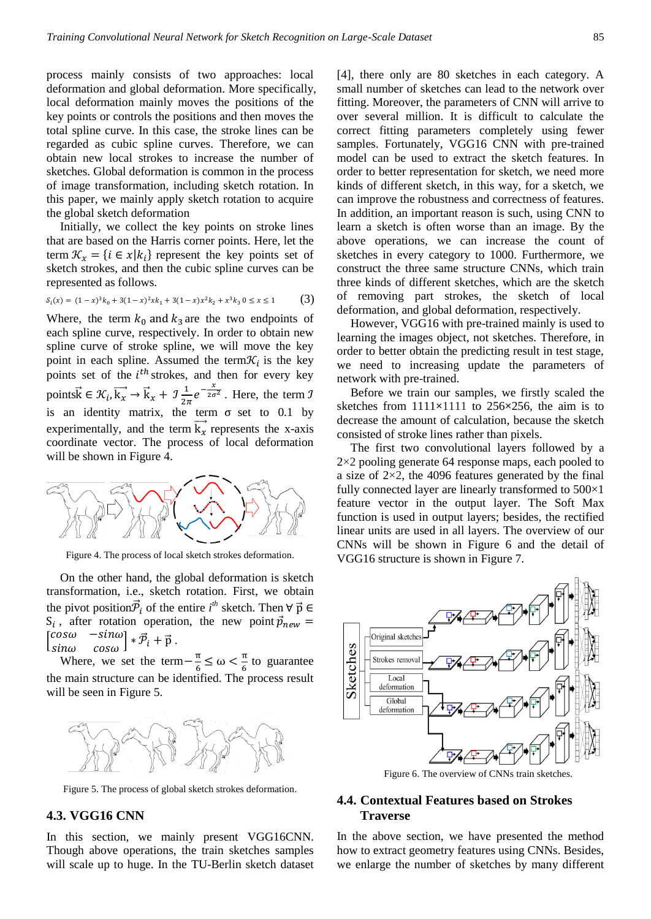process mainly consists of two approaches: local deformation and global deformation. More specifically, local deformation mainly moves the positions of the key points or controls the positions and then moves the total spline curve. In this case, the stroke lines can be regarded as cubic spline curves. Therefore, we can obtain new local strokes to increase the number of sketches. Global deformation is common in the process of image transformation, including sketch rotation. In this paper, we mainly apply sketch rotation to acquire the global sketch deformation

Initially, we collect the key points on stroke lines that are based on the Harris corner points. Here, let the term $\mathcal{K}_x = \{i \in x | k_i\}$ represent the key points set of sketch strokes, and then the cubic spline curves can be represented as follows.

$$\mathcal{S}_i(x) = (1-x)^3 k_0 + 3(1-x)^2 x k_1 + 3(1-x) x^2 k_2 + x^3 k_3 \quad 0 \le x \le 1 \tag{3}$$

Where, the term $k_0$ and $k_3$ are the two endpoints of each spline curve, respectively. In order to obtain new spline curve of stroke spline, we will move the key point in each spline. Assumed the term $\mathcal{K}_i$ is the key points set of the $i^{th}$ strokes, and then for every key points $\vec{k} \in \mathcal{K}_i, \vec{k_x} \to \vec{k}_x + \mathcal{I}\frac{1}{2\pi}e^{-\frac{x}{2\sigma^2}}$. Here, the term $\mathcal{I}$ is an identity matrix, the term σ set to 0.1 by experimentally, and the term $\vec{k_x}$ represents the x-axis coordinate vector. The process of local deformation will be shown in Figure 4.

Figure 4. The process of local sketch strokes deformation.

On the other hand, the global deformation is sketch transformation, i.e., sketch rotation. First, we obtain the pivot position $\vec{\mathcal{P}}_i$ of the entire $i^{th}$ sketch. Then $\forall\, \vec{p} \in S_i$, after rotation operation, the new point $\vec{p}_{new} = \begin{bmatrix} cos\omega & -sin\omega \\ sin\omega & cos\omega \end{bmatrix} * \vec{\mathcal{P}}_i + \vec{p}$.

Where, we set the term $-\frac{\pi}{6} \le \omega < \frac{\pi}{6}$ to guarantee the main structure can be identified. The process result will be seen in Figure 5.

Figure 5. The process of global sketch strokes deformation.

### 4.3. VGG16 CNN

In this section, we mainly present VGG16CNN. Though above operations, the train sketches samples will scale up to huge. In the TU-Berlin sketch dataset [4], there only are 80 sketches in each category. A small number of sketches can lead to the network over fitting. Moreover, the parameters of CNN will arrive to over several million. It is difficult to calculate the correct fitting parameters completely using fewer samples. Fortunately, VGG16 CNN with pre-trained model can be used to extract the sketch features. In order to better representation for sketch, we need more kinds of different sketch, in this way, for a sketch, we can improve the robustness and correctness of features. In addition, an important reason is such, using CNN to learn a sketch is often worse than an image. By the above operations, we can increase the count of sketches in every category to 1000. Furthermore, we construct the three same structure CNNs, which train three kinds of different sketches, which are the sketch of removing part strokes, the sketch of local deformation, and global deformation, respectively.

However, VGG16 with pre-trained mainly is used to learning the images object, not sketches. Therefore, in order to better obtain the predicting result in test stage, we need to increasing update the parameters of network with pre-trained.

Before we train our samples, we firstly scaled the sketches from 1111×1111 to 256×256, the aim is to decrease the amount of calculation, because the sketch consisted of stroke lines rather than pixels.

The first two convolutional layers followed by a 2×2 pooling generate 64 response maps, each pooled to a size of 2×2, the 4096 features generated by the final fully connected layer are linearly transformed to 500×1 feature vector in the output layer. The Soft Max function is used in output layer; besides, the rectified linear units are used in all layers. The overview of our CNNs will be shown in Figure 6 and the detail of VGG16 structure is shown in Figure 7.

Figure 6. The overview of CNNs train sketches.

### 4.4. Contextual Features based on Strokes Traverse

In the above section, we have presented the method how to extract geometry features using CNNs. Besides, we enlarge the number of sketches by many different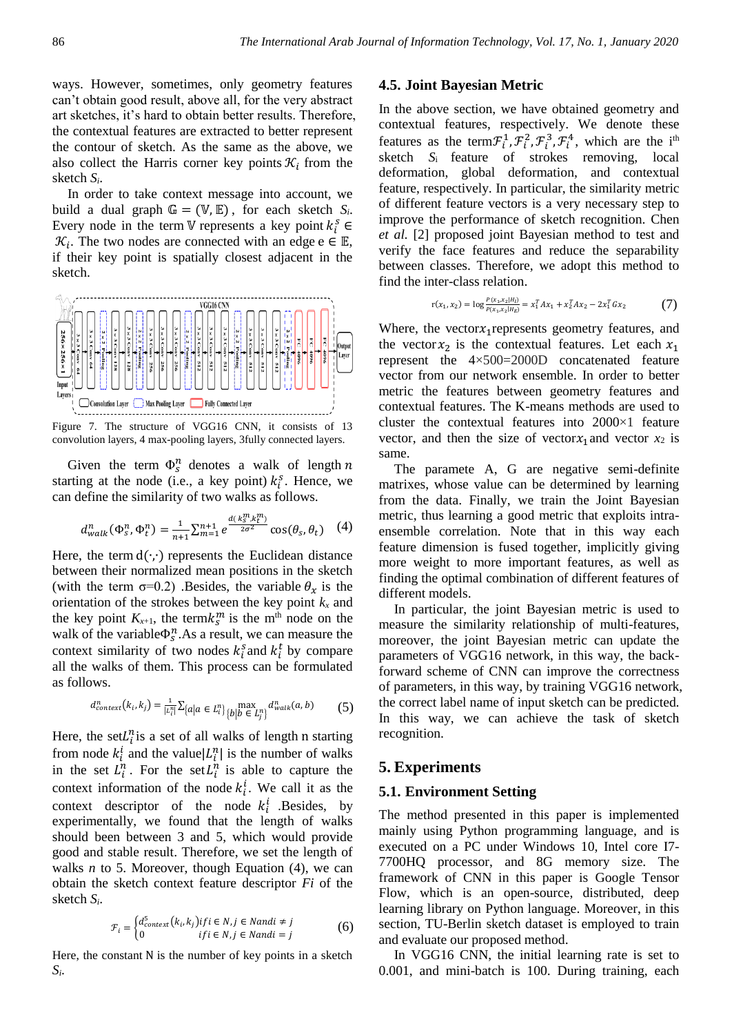ways. However, sometimes, only geometry features can't obtain good result, above all, for the very abstract art sketches, it's hard to obtain better results. Therefore, the contextual features are extracted to better represent the contour of sketch. As the same as the above, we also collect the Harris corner key points $\mathcal{K}_i$ from the sketch $S_i$.

In order to take context message into account, we build a dual graph $\mathbb{G} = (\mathbb{V}, \mathbb{E})$, for each sketch $S_i$. Every node in the term $\mathbb{V}$ represents a key point $k_i^s \in \mathcal{K}_i$. The two nodes are connected with an edge $e \in \mathbb{E}$, if their key point is spatially closest adjacent in the sketch.

Figure 7. The structure of VGG16 CNN, it consists of 13 convolution layers, 4 max-pooling layers, 3fully connected layers.

Given the term $\Phi_s^n$ denotes a walk of length $n$ starting at the node (i.e., a key point) $k_i^s$. Hence, we can define the similarity of two walks as follows.

$$d_{walk}^n(\Phi_s^n, \Phi_t^n) = \frac{1}{n+1}\sum_{m=1}^{n+1} e^{\frac{d(k_s^m, k_t^m)}{2\sigma^2}} \cos(\theta_s, \theta_t) \quad (4)$$

Here, the term $d(\cdot,\cdot)$ represents the Euclidean distance between their normalized mean positions in the sketch (with the term σ=0.2) .Besides, the variable $\theta_x$ is the orientation of the strokes between the key point $k_x$ and the key point $K_{x+1}$, the term $k_s^m$ is the m[th] node on the walk of the variable $\Phi_s^n$.As a result, we can measure the context similarity of two nodes $k_i^s$ and $k_i^t$ by compare all the walks of them. This process can be formulated as follows.

$$d_{context}^n(k_i, k_j) = \frac{1}{|L_i^n|}\sum_{\{a|a \in L_i^n\}} \max_{\{b|b \in L_j^n\}} d_{walk}^n(a, b) \quad (5)$$

Here, the set $L_i^n$ is a set of all walks of length n starting from node $k_i^i$ and the value $|L_i^n|$ is the number of walks in the set $L_i^n$. For the set $L_i^n$ is able to capture the context information of the node $k_i^i$. We call it as the context descriptor of the node $k_i^i$ .Besides, by experimentally, we found that the length of walks should been between 3 and 5, which would provide good and stable result. Therefore, we set the length of walks $n$ to 5. Moreover, though Equation (4), we can obtain the sketch context feature descriptor $Fi$ of the sketch $S_i$.

$$\mathcal{F}_i = \begin{cases} d_{context}^5(k_i, k_j) & if\, i \in N, j \in N and\, i \neq j \\ 0 & if\, i \in N, j \in N and\, i = j \end{cases} \quad (6)$$

Here, the constant N is the number of key points in a sketch $S_i$.

### 4.5. Joint Bayesian Metric

In the above section, we have obtained geometry and contextual features, respectively. We denote these features as the term $\mathcal{F}_i^1, \mathcal{F}_i^2, \mathcal{F}_i^3, \mathcal{F}_i^4$, which are the i[th] sketch $S_i$ feature of strokes removing, local deformation, global deformation, and contextual feature, respectively. In particular, the similarity metric of different feature vectors is a very necessary step to improve the performance of sketch recognition. Chen *et al.* [2] proposed joint Bayesian method to test and verify the face features and reduce the separability between classes. Therefore, we adopt this method to find the inter-class relation.

$$r(x_1, x_2) = \log\frac{P(x_1, x_2|H_I)}{P(x_1, x_2|H_E)} = x_1^T A x_1 + x_2^T A x_2 - 2x_1^T G x_2 \quad (7)$$

Where, the vector $x_1$ represents geometry features, and the vector $x_2$ is the contextual features. Let each $x_1$ represent the 4×500=2000D concatenated feature vector from our network ensemble. In order to better metric the features between geometry features and contextual features. The K-means methods are used to cluster the contextual features into 2000×1 feature vector, and then the size of vector $x_1$ and vector $x_2$ is same.

The paramete A, G are negative semi-definite matrixes, whose value can be determined by learning from the data. Finally, we train the Joint Bayesian metric, thus learning a good metric that exploits intra-ensemble correlation. Note that in this way each feature dimension is fused together, implicitly giving more weight to more important features, as well as finding the optimal combination of different features of different models.

In particular, the joint Bayesian metric is used to measure the similarity relationship of multi-features, moreover, the joint Bayesian metric can update the parameters of VGG16 network, in this way, the back-forward scheme of CNN can improve the correctness of parameters, in this way, by training VGG16 network, the correct label name of input sketch can be predicted. In this way, we can achieve the task of sketch recognition.

## 5. Experiments

### 5.1. Environment Setting

The method presented in this paper is implemented mainly using Python programming language, and is executed on a PC under Windows 10, Intel core I7-7700HQ processor, and 8G memory size. The framework of CNN in this paper is Google Tensor Flow, which is an open-source, distributed, deep learning library on Python language. Moreover, in this section, TU-Berlin sketch dataset is employed to train and evaluate our proposed method.

In VGG16 CNN, the initial learning rate is set to 0.001, and mini-batch is 100. During training, each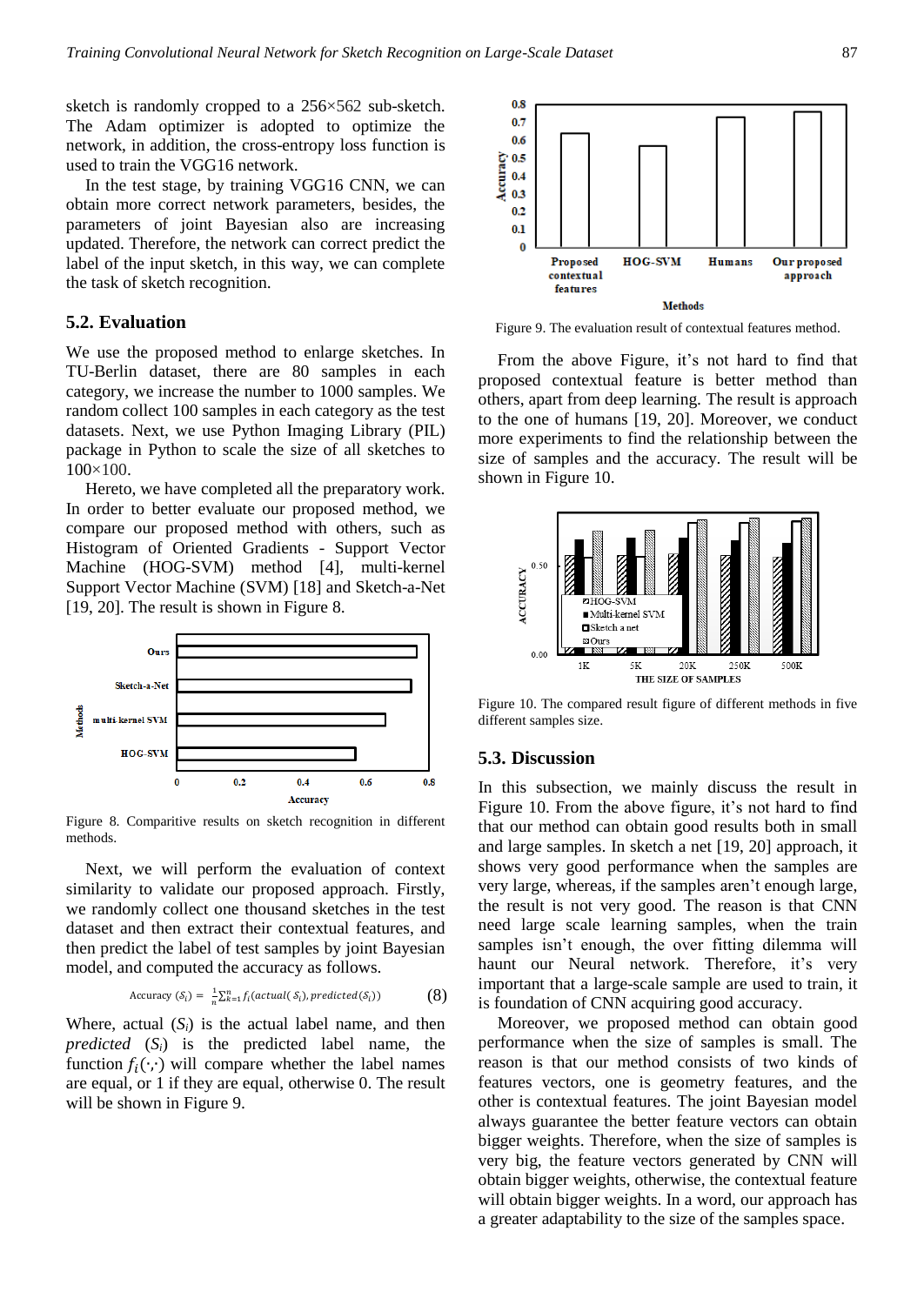sketch is randomly cropped to a 256×562 sub-sketch. The Adam optimizer is adopted to optimize the network, in addition, the cross-entropy loss function is used to train the VGG16 network.

In the test stage, by training VGG16 CNN, we can obtain more correct network parameters, besides, the parameters of joint Bayesian also are increasing updated. Therefore, the network can correct predict the label of the input sketch, in this way, we can complete the task of sketch recognition.

## 5.2. Evaluation

We use the proposed method to enlarge sketches. In TU-Berlin dataset, there are 80 samples in each category, we increase the number to 1000 samples. We random collect 100 samples in each category as the test datasets. Next, we use Python Imaging Library (PIL) package in Python to scale the size of all sketches to 100×100.

Hereto, we have completed all the preparatory work. In order to better evaluate our proposed method, we compare our proposed method with others, such as Histogram of Oriented Gradients - Support Vector Machine (HOG-SVM) method [4], multi-kernel Support Vector Machine (SVM) [18] and Sketch-a-Net [19, 20]. The result is shown in Figure 8.

Figure 8. Comparitive results on sketch recognition in different methods.

Next, we will perform the evaluation of context similarity to validate our proposed approach. Firstly, we randomly collect one thousand sketches in the test dataset and then extract their contextual features, and then predict the label of test samples by joint Bayesian model, and computed the accuracy as follows.

$$\text{Accuracy}\ (S_i) = \frac{1}{n}\sum_{k=1}^{n} f_i(actual(S_i), predicted(S_i)) \quad (8)$$

Where, actual ($S_i$) is the actual label name, and then *predicted* ($S_i$) is the predicted label name, the function $f_i(\cdot,\cdot)$ will compare whether the label names are equal, or 1 if they are equal, otherwise 0. The result will be shown in Figure 9.

Figure 9. The evaluation result of contextual features method.

From the above Figure, it's not hard to find that proposed contextual feature is better method than others, apart from deep learning. The result is approach to the one of humans [19, 20]. Moreover, we conduct more experiments to find the relationship between the size of samples and the accuracy. The result will be shown in Figure 10.

Figure 10. The compared result figure of different methods in five different samples size.

## 5.3. Discussion

In this subsection, we mainly discuss the result in Figure 10. From the above figure, it's not hard to find that our method can obtain good results both in small and large samples. In sketch a net [19, 20] approach, it shows very good performance when the samples are very large, whereas, if the samples aren't enough large, the result is not very good. The reason is that CNN need large scale learning samples, when the train samples isn't enough, the over fitting dilemma will haunt our Neural network. Therefore, it's very important that a large-scale sample are used to train, it is foundation of CNN acquiring good accuracy.

Moreover, we proposed method can obtain good performance when the size of samples is small. The reason is that our method consists of two kinds of features vectors, one is geometry features, and the other is contextual features. The joint Bayesian model always guarantee the better feature vectors can obtain bigger weights. Therefore, when the size of samples is very big, the feature vectors generated by CNN will obtain bigger weights, otherwise, the contextual feature will obtain bigger weights. In a word, our approach has a greater adaptability to the size of the samples space.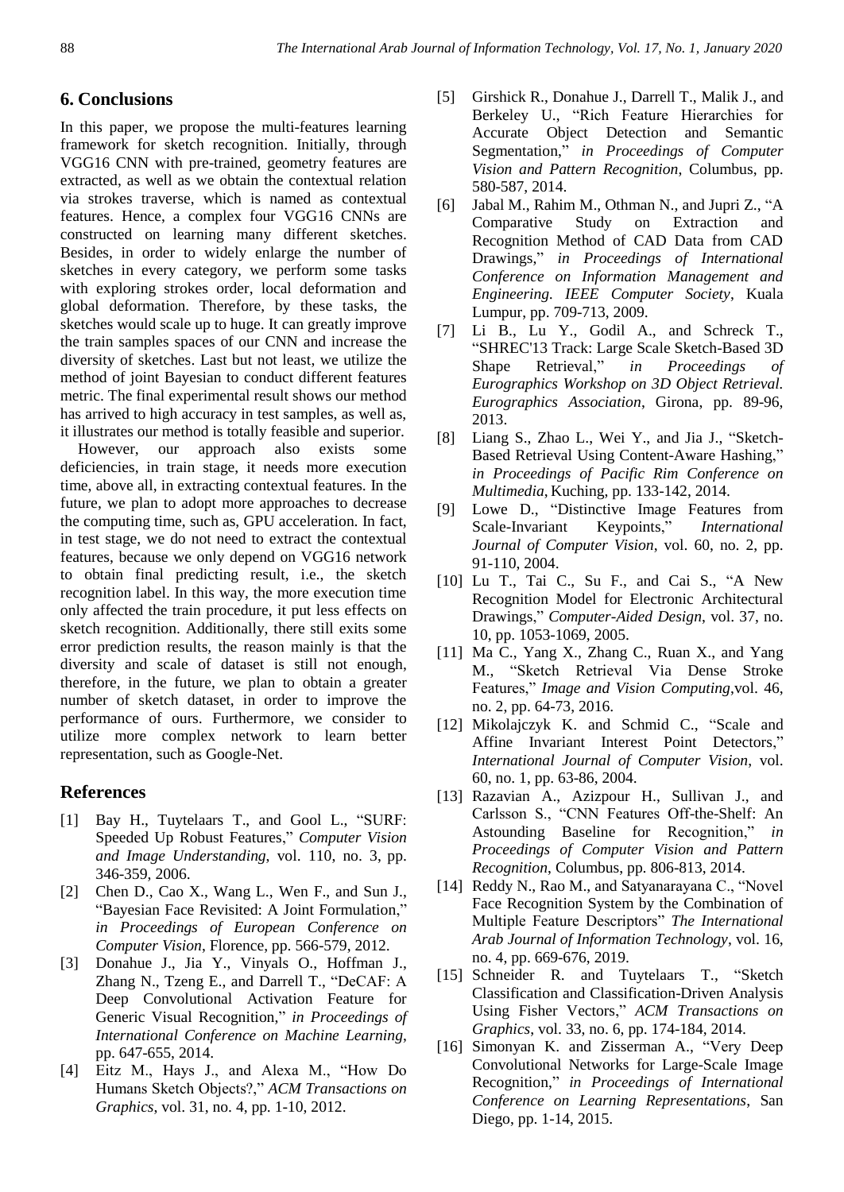## 6. Conclusions

In this paper, we propose the multi-features learning framework for sketch recognition. Initially, through VGG16 CNN with pre-trained, geometry features are extracted, as well as we obtain the contextual relation via strokes traverse, which is named as contextual features. Hence, a complex four VGG16 CNNs are constructed on learning many different sketches. Besides, in order to widely enlarge the number of sketches in every category, we perform some tasks with exploring strokes order, local deformation and global deformation. Therefore, by these tasks, the sketches would scale up to huge. It can greatly improve the train samples spaces of our CNN and increase the diversity of sketches. Last but not least, we utilize the method of joint Bayesian to conduct different features metric. The final experimental result shows our method has arrived to high accuracy in test samples, as well as, it illustrates our method is totally feasible and superior.

However, our approach also exists some deficiencies, in train stage, it needs more execution time, above all, in extracting contextual features. In the future, we plan to adopt more approaches to decrease the computing time, such as, GPU acceleration. In fact, in test stage, we do not need to extract the contextual features, because we only depend on VGG16 network to obtain final predicting result, i.e., the sketch recognition label. In this way, the more execution time only affected the train procedure, it put less effects on sketch recognition. Additionally, there still exits some error prediction results, the reason mainly is that the diversity and scale of dataset is still not enough, therefore, in the future, we plan to obtain a greater number of sketch dataset, in order to improve the performance of ours. Furthermore, we consider to utilize more complex network to learn better representation, such as Google-Net.

## References

[1] Bay H., Tuytelaars T., and Gool L., "SURF: Speeded Up Robust Features," *Computer Vision and Image Understanding*, vol. 110, no. 3, pp. 346-359, 2006.

[2] Chen D., Cao X., Wang L., Wen F., and Sun J., "Bayesian Face Revisited: A Joint Formulation," *in Proceedings of European Conference on Computer Vision*, Florence, pp. 566-579, 2012.

[3] Donahue J., Jia Y., Vinyals O., Hoffman J., Zhang N., Tzeng E., and Darrell T., "DeCAF: A Deep Convolutional Activation Feature for Generic Visual Recognition," *in Proceedings of International Conference on Machine Learning*, pp. 647-655, 2014.

[4] Eitz M., Hays J., and Alexa M., "How Do Humans Sketch Objects?," *ACM Transactions on Graphics*, vol. 31, no. 4, pp. 1-10, 2012.

[5] Girshick R., Donahue J., Darrell T., Malik J., and Berkeley U., "Rich Feature Hierarchies for Accurate Object Detection and Semantic Segmentation," *in Proceedings of Computer Vision and Pattern Recognition*, Columbus, pp. 580-587, 2014.

[6] Jabal M., Rahim M., Othman N., and Jupri Z., "A Comparative Study on Extraction and Recognition Method of CAD Data from CAD Drawings," *in Proceedings of International Conference on Information Management and Engineering. IEEE Computer Society*, Kuala Lumpur, pp. 709-713, 2009.

[7] Li B., Lu Y., Godil A., and Schreck T., "SHREC'13 Track: Large Scale Sketch-Based 3D Shape Retrieval," *in Proceedings of Eurographics Workshop on 3D Object Retrieval. Eurographics Association*, Girona, pp. 89-96, 2013.

[8] Liang S., Zhao L., Wei Y., and Jia J., "Sketch-Based Retrieval Using Content-Aware Hashing," *in Proceedings of Pacific Rim Conference on Multimedia*, Kuching, pp. 133-142, 2014.

[9] Lowe D., "Distinctive Image Features from Scale-Invariant Keypoints," *International Journal of Computer Vision*, vol. 60, no. 2, pp. 91-110, 2004.

[10] Lu T., Tai C., Su F., and Cai S., "A New Recognition Model for Electronic Architectural Drawings," *Computer-Aided Design*, vol. 37, no. 10, pp. 1053-1069, 2005.

[11] Ma C., Yang X., Zhang C., Ruan X., and Yang M., "Sketch Retrieval Via Dense Stroke Features," *Image and Vision Computing*,vol. 46, no. 2, pp. 64-73, 2016.

[12] Mikolajczyk K. and Schmid C., "Scale and Affine Invariant Interest Point Detectors," *International Journal of Computer Vision*, vol. 60, no. 1, pp. 63-86, 2004.

[13] Razavian A., Azizpour H., Sullivan J., and Carlsson S., "CNN Features Off-the-Shelf: An Astounding Baseline for Recognition," *in Proceedings of Computer Vision and Pattern Recognition*, Columbus, pp. 806-813, 2014.

[14] Reddy N., Rao M., and Satyanarayana C., "Novel Face Recognition System by the Combination of Multiple Feature Descriptors" *The International Arab Journal of Information Technology*, vol. 16, no. 4, pp. 669-676, 2019.

[15] Schneider R. and Tuytelaars T., "Sketch Classification and Classification-Driven Analysis Using Fisher Vectors," *ACM Transactions on Graphics*, vol. 33, no. 6, pp. 174-184, 2014.

[16] Simonyan K. and Zisserman A., "Very Deep Convolutional Networks for Large-Scale Image Recognition," *in Proceedings of International Conference on Learning Representations*, San Diego, pp. 1-14, 2015.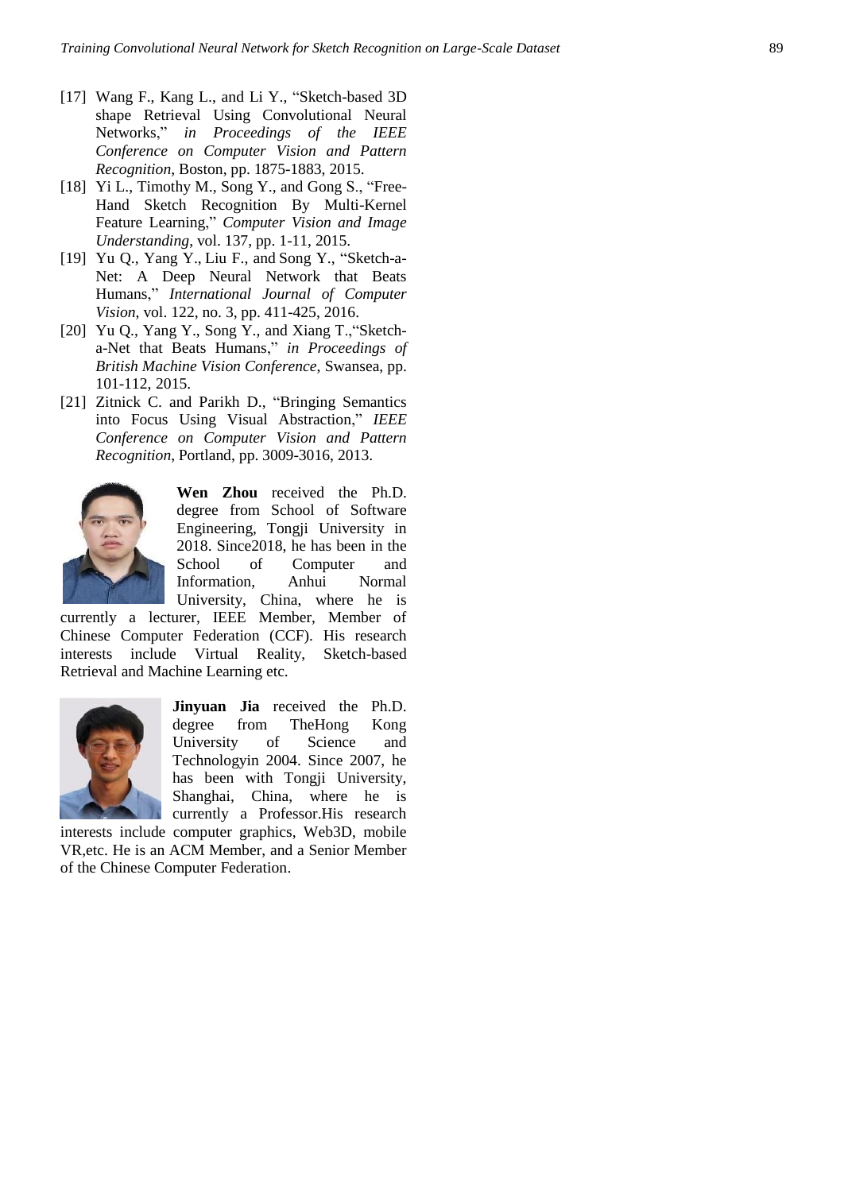[17] Wang F., Kang L., and Li Y., "Sketch-based 3D shape Retrieval Using Convolutional Neural Networks," *in Proceedings of the IEEE Conference on Computer Vision and Pattern Recognition*, Boston, pp. 1875-1883, 2015.

[18] Yi L., Timothy M., Song Y., and Gong S., "Free-Hand Sketch Recognition By Multi-Kernel Feature Learning," *Computer Vision and Image Understanding*, vol. 137, pp. 1-11, 2015.

[19] Yu Q., Yang Y., Liu F., and Song Y., "Sketch-a-Net: A Deep Neural Network that Beats Humans," *International Journal of Computer Vision*, vol. 122, no. 3, pp. 411-425, 2016.

[20] Yu Q., Yang Y., Song Y., and Xiang T.,"Sketch-a-Net that Beats Humans," *in Proceedings of British Machine Vision Conference*, Swansea, pp. 101-112, 2015.

[21] Zitnick C. and Parikh D., "Bringing Semantics into Focus Using Visual Abstraction," *IEEE Conference on Computer Vision and Pattern Recognition*, Portland, pp. 3009-3016, 2013.

**Wen Zhou** received the Ph.D. degree from School of Software Engineering, Tongji University in 2018. Since2018, he has been in the School of Computer and Information, Anhui Normal University, China, where he is currently a lecturer, IEEE Member, Member of Chinese Computer Federation (CCF). His research interests include Virtual Reality, Sketch-based Retrieval and Machine Learning etc.

**Jinyuan Jia** received the Ph.D. degree from TheHong Kong University of Science and Technologyin 2004. Since 2007, he has been with Tongji University, Shanghai, China, where he is currently a Professor.His research interests include computer graphics, Web3D, mobile VR,etc. He is an ACM Member, and a Senior Member of the Chinese Computer Federation.